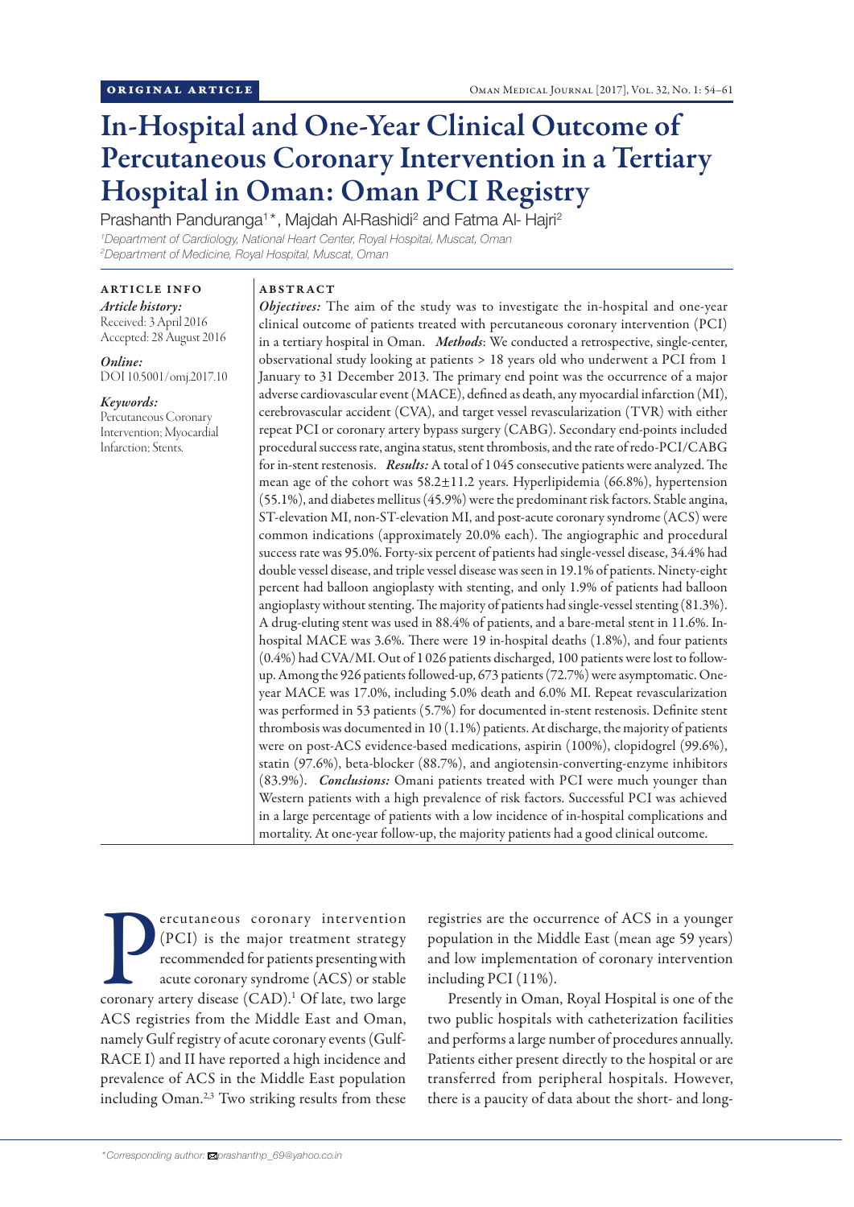ORIGINAL ARTICLE

# In-Hospital and One-Year Clinical Outcome of Percutaneous Coronary Intervention in a Tertiary Hospital in Oman: Oman PCI Registry

Prashanth Panduranga[1]*, Majdah Al-Rashidi[2] and Fatma Al- Hajri[2]

[1]*Department of Cardiology, National Heart Center, Royal Hospital, Muscat, Oman*
[2]*Department of Medicine, Royal Hospital, Muscat, Oman*

**ARTICLE INFO**

*Article history:*
Received: 3 April 2016
Accepted: 28 August 2016

*Online:*
DOI 10.5001/omj.2017.10

*Keywords:*
Percutaneous Coronary Intervention; Myocardial Infarction; Stents.

**ABSTRACT**

***Objectives:*** The aim of the study was to investigate the in-hospital and one-year clinical outcome of patients treated with percutaneous coronary intervention (PCI) in a tertiary hospital in Oman. ***Methods***: We conducted a retrospective, single-center, observational study looking at patients > 18 years old who underwent a PCI from 1 January to 31 December 2013. The primary end point was the occurrence of a major adverse cardiovascular event (MACE), defined as death, any myocardial infarction (MI), cerebrovascular accident (CVA), and target vessel revascularization (TVR) with either repeat PCI or coronary artery bypass surgery (CABG). Secondary end-points included procedural success rate, angina status, stent thrombosis, and the rate of redo-PCI/CABG for in-stent restenosis. ***Results:*** A total of 1 045 consecutive patients were analyzed. The mean age of the cohort was 58.2±11.2 years. Hyperlipidemia (66.8%), hypertension (55.1%), and diabetes mellitus (45.9%) were the predominant risk factors. Stable angina, ST-elevation MI, non-ST-elevation MI, and post-acute coronary syndrome (ACS) were common indications (approximately 20.0% each). The angiographic and procedural success rate was 95.0%. Forty-six percent of patients had single-vessel disease, 34.4% had double vessel disease, and triple vessel disease was seen in 19.1% of patients. Ninety-eight percent had balloon angioplasty with stenting, and only 1.9% of patients had balloon angioplasty without stenting. The majority of patients had single-vessel stenting (81.3%). A drug-eluting stent was used in 88.4% of patients, and a bare-metal stent in 11.6%. In-hospital MACE was 3.6%. There were 19 in-hospital deaths (1.8%), and four patients (0.4%) had CVA/MI. Out of 1 026 patients discharged, 100 patients were lost to follow-up. Among the 926 patients followed-up, 673 patients (72.7%) were asymptomatic. One-year MACE was 17.0%, including 5.0% death and 6.0% MI. Repeat revascularization was performed in 53 patients (5.7%) for documented in-stent restenosis. Definite stent thrombosis was documented in 10 (1.1%) patients. At discharge, the majority of patients were on post-ACS evidence-based medications, aspirin (100%), clopidogrel (99.6%), statin (97.6%), beta-blocker (88.7%), and angiotensin-converting-enzyme inhibitors (83.9%). ***Conclusions:*** Omani patients treated with PCI were much younger than Western patients with a high prevalence of risk factors. Successful PCI was achieved in a large percentage of patients with a low incidence of in-hospital complications and mortality. At one-year follow-up, the majority patients had a good clinical outcome.

Percutaneous coronary intervention (PCI) is the major treatment strategy recommended for patients presenting with acute coronary syndrome (ACS) or stable coronary artery disease (CAD).[1] Of late, two large ACS registries from the Middle East and Oman, namely Gulf registry of acute coronary events (Gulf-RACE I) and II have reported a high incidence and prevalence of ACS in the Middle East population including Oman.[2,3] Two striking results from these registries are the occurrence of ACS in a younger population in the Middle East (mean age 59 years) and low implementation of coronary intervention including PCI (11%).

Presently in Oman, Royal Hospital is one of the two public hospitals with catheterization facilities and performs a large number of procedures annually. Patients either present directly to the hospital or are transferred from peripheral hospitals. However, there is a paucity of data about the short- and long-

*\*Corresponding author: prashanthp_69@yahoo.co.in*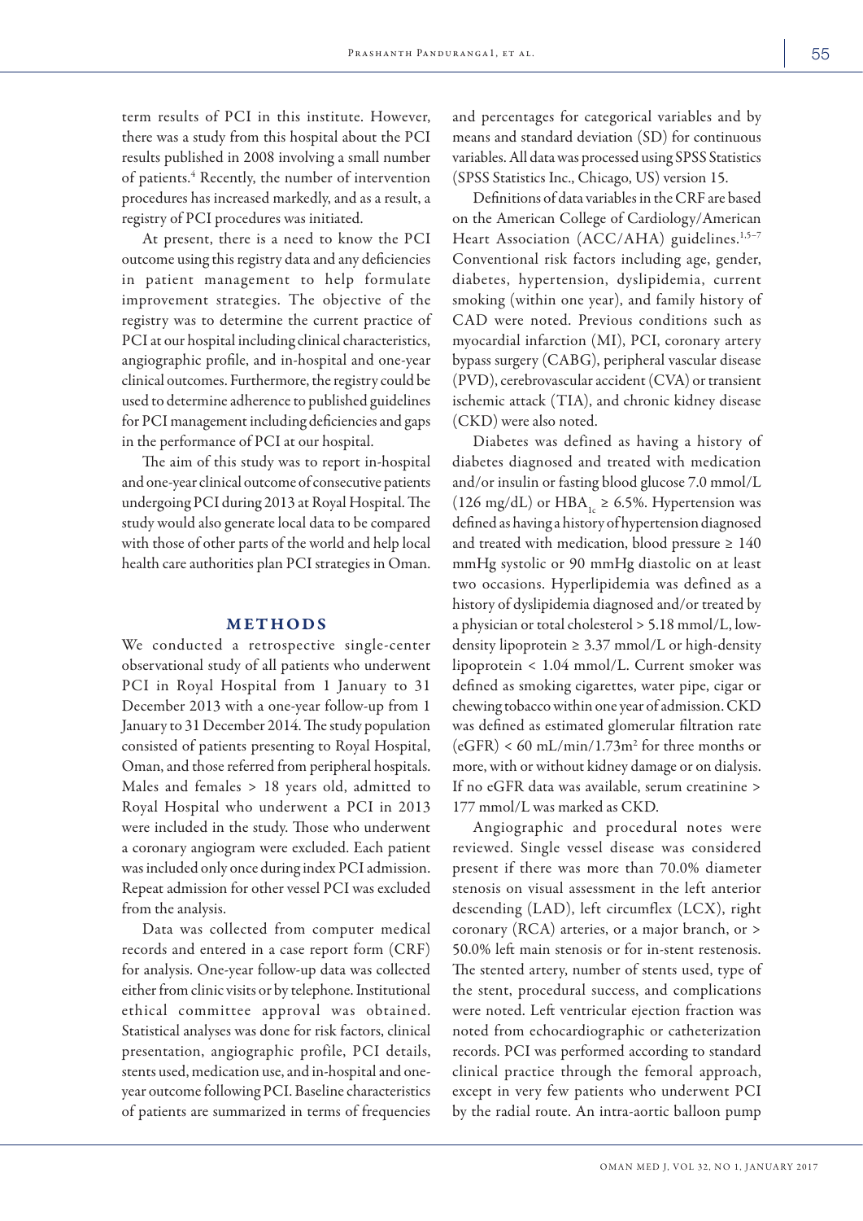term results of PCI in this institute. However, there was a study from this hospital about the PCI results published in 2008 involving a small number of patients.[4] Recently, the number of intervention procedures has increased markedly, and as a result, a registry of PCI procedures was initiated.

At present, there is a need to know the PCI outcome using this registry data and any deficiencies in patient management to help formulate improvement strategies. The objective of the registry was to determine the current practice of PCI at our hospital including clinical characteristics, angiographic profile, and in-hospital and one-year clinical outcomes. Furthermore, the registry could be used to determine adherence to published guidelines for PCI management including deficiencies and gaps in the performance of PCI at our hospital.

The aim of this study was to report in-hospital and one-year clinical outcome of consecutive patients undergoing PCI during 2013 at Royal Hospital. The study would also generate local data to be compared with those of other parts of the world and help local health care authorities plan PCI strategies in Oman.

## METHODS

We conducted a retrospective single-center observational study of all patients who underwent PCI in Royal Hospital from 1 January to 31 December 2013 with a one-year follow-up from 1 January to 31 December 2014. The study population consisted of patients presenting to Royal Hospital, Oman, and those referred from peripheral hospitals. Males and females > 18 years old, admitted to Royal Hospital who underwent a PCI in 2013 were included in the study. Those who underwent a coronary angiogram were excluded. Each patient was included only once during index PCI admission. Repeat admission for other vessel PCI was excluded from the analysis.

Data was collected from computer medical records and entered in a case report form (CRF) for analysis. One-year follow-up data was collected either from clinic visits or by telephone. Institutional ethical committee approval was obtained. Statistical analyses was done for risk factors, clinical presentation, angiographic profile, PCI details, stents used, medication use, and in-hospital and one-year outcome following PCI. Baseline characteristics of patients are summarized in terms of frequencies and percentages for categorical variables and by means and standard deviation (SD) for continuous variables. All data was processed using SPSS Statistics (SPSS Statistics Inc., Chicago, US) version 15.

Definitions of data variables in the CRF are based on the American College of Cardiology/American Heart Association (ACC/AHA) guidelines.[1,5–7] Conventional risk factors including age, gender, diabetes, hypertension, dyslipidemia, current smoking (within one year), and family history of CAD were noted. Previous conditions such as myocardial infarction (MI), PCI, coronary artery bypass surgery (CABG), peripheral vascular disease (PVD), cerebrovascular accident (CVA) or transient ischemic attack (TIA), and chronic kidney disease (CKD) were also noted.

Diabetes was defined as having a history of diabetes diagnosed and treated with medication and/or insulin or fasting blood glucose 7.0 mmol/L (126 mg/dL) or $HBA_{1c} \geq 6.5\%$. Hypertension was defined as having a history of hypertension diagnosed and treated with medication, blood pressure ≥ 140 mmHg systolic or 90 mmHg diastolic on at least two occasions. Hyperlipidemia was defined as a history of dyslipidemia diagnosed and/or treated by a physician or total cholesterol > 5.18 mmol/L, low-density lipoprotein ≥ 3.37 mmol/L or high-density lipoprotein < 1.04 mmol/L. Current smoker was defined as smoking cigarettes, water pipe, cigar or chewing tobacco within one year of admission. CKD was defined as estimated glomerular filtration rate (eGFR) < 60 mL/min/1.73$m^2$ for three months or more, with or without kidney damage or on dialysis. If no eGFR data was available, serum creatinine > 177 mmol/L was marked as CKD.

Angiographic and procedural notes were reviewed. Single vessel disease was considered present if there was more than 70.0% diameter stenosis on visual assessment in the left anterior descending (LAD), left circumflex (LCX), right coronary (RCA) arteries, or a major branch, or > 50.0% left main stenosis or for in-stent restenosis. The stented artery, number of stents used, type of the stent, procedural success, and complications were noted. Left ventricular ejection fraction was noted from echocardiographic or catheterization records. PCI was performed according to standard clinical practice through the femoral approach, except in very few patients who underwent PCI by the radial route. An intra-aortic balloon pump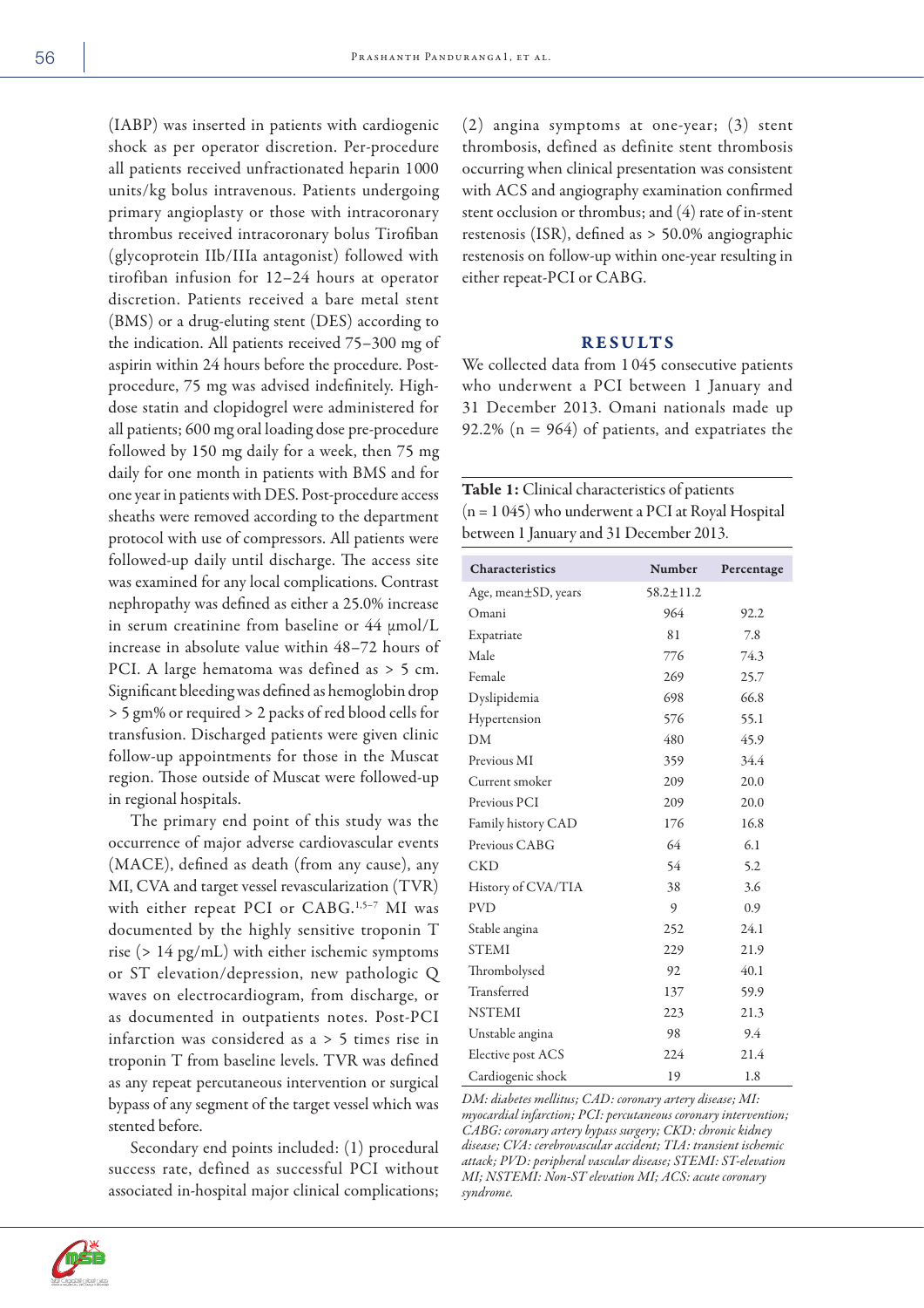(IABP) was inserted in patients with cardiogenic shock as per operator discretion. Per-procedure all patients received unfractionated heparin 1000 units/kg bolus intravenous. Patients undergoing primary angioplasty or those with intracoronary thrombus received intracoronary bolus Tirofiban (glycoprotein IIb/IIIa antagonist) followed with tirofiban infusion for 12–24 hours at operator discretion. Patients received a bare metal stent (BMS) or a drug-eluting stent (DES) according to the indication. All patients received 75–300 mg of aspirin within 24 hours before the procedure. Post-procedure, 75 mg was advised indefinitely. High-dose statin and clopidogrel were administered for all patients; 600 mg oral loading dose pre-procedure followed by 150 mg daily for a week, then 75 mg daily for one month in patients with BMS and for one year in patients with DES. Post-procedure access sheaths were removed according to the department protocol with use of compressors. All patients were followed-up daily until discharge. The access site was examined for any local complications. Contrast nephropathy was defined as either a 25.0% increase in serum creatinine from baseline or 44 µmol/L increase in absolute value within 48–72 hours of PCI. A large hematoma was defined as > 5 cm. Significant bleeding was defined as hemoglobin drop > 5 gm% or required > 2 packs of red blood cells for transfusion. Discharged patients were given clinic follow-up appointments for those in the Muscat region. Those outside of Muscat were followed-up in regional hospitals.

The primary end point of this study was the occurrence of major adverse cardiovascular events (MACE), defined as death (from any cause), any MI, CVA and target vessel revascularization (TVR) with either repeat PCI or CABG.[1,5–7] MI was documented by the highly sensitive troponin T rise (> 14 pg/mL) with either ischemic symptoms or ST elevation/depression, new pathologic Q waves on electrocardiogram, from discharge, or as documented in outpatients notes. Post-PCI infarction was considered as a > 5 times rise in troponin T from baseline levels. TVR was defined as any repeat percutaneous intervention or surgical bypass of any segment of the target vessel which was stented before.

Secondary end points included: (1) procedural success rate, defined as successful PCI without associated in-hospital major clinical complications; (2) angina symptoms at one-year; (3) stent thrombosis, defined as definite stent thrombosis occurring when clinical presentation was consistent with ACS and angiography examination confirmed stent occlusion or thrombus; and (4) rate of in-stent restenosis (ISR), defined as > 50.0% angiographic restenosis on follow-up within one-year resulting in either repeat-PCI or CABG.

## RESULTS

We collected data from 1 045 consecutive patients who underwent a PCI between 1 January and 31 December 2013. Omani nationals made up 92.2% (n = 964) of patients, and expatriates the

**Table 1:** Clinical characteristics of patients (n = 1 045) who underwent a PCI at Royal Hospital between 1 January and 31 December 2013.

| Characteristics | Number | Percentage |
|---|---|---|
| Age, mean±SD, years | 58.2±11.2 | |
| Omani | 964 | 92.2 |
| Expatriate | 81 | 7.8 |
| Male | 776 | 74.3 |
| Female | 269 | 25.7 |
| Dyslipidemia | 698 | 66.8 |
| Hypertension | 576 | 55.1 |
| DM | 480 | 45.9 |
| Previous MI | 359 | 34.4 |
| Current smoker | 209 | 20.0 |
| Previous PCI | 209 | 20.0 |
| Family history CAD | 176 | 16.8 |
| Previous CABG | 64 | 6.1 |
| CKD | 54 | 5.2 |
| History of CVA/TIA | 38 | 3.6 |
| PVD | 9 | 0.9 |
| Stable angina | 252 | 24.1 |
| STEMI | 229 | 21.9 |
| Thrombolysed | 92 | 40.1 |
| Transferred | 137 | 59.9 |
| NSTEMI | 223 | 21.3 |
| Unstable angina | 98 | 9.4 |
| Elective post ACS | 224 | 21.4 |
| Cardiogenic shock | 19 | 1.8 |

*DM: diabetes mellitus; CAD: coronary artery disease; MI: myocardial infarction; PCI: percutaneous coronary intervention; CABG: coronary artery bypass surgery; CKD: chronic kidney disease; CVA: cerebrovascular accident; TIA: transient ischemic attack; PVD: peripheral vascular disease; STEMI: ST-elevation MI; NSTEMI: Non-ST elevation MI; ACS: acute coronary syndrome.*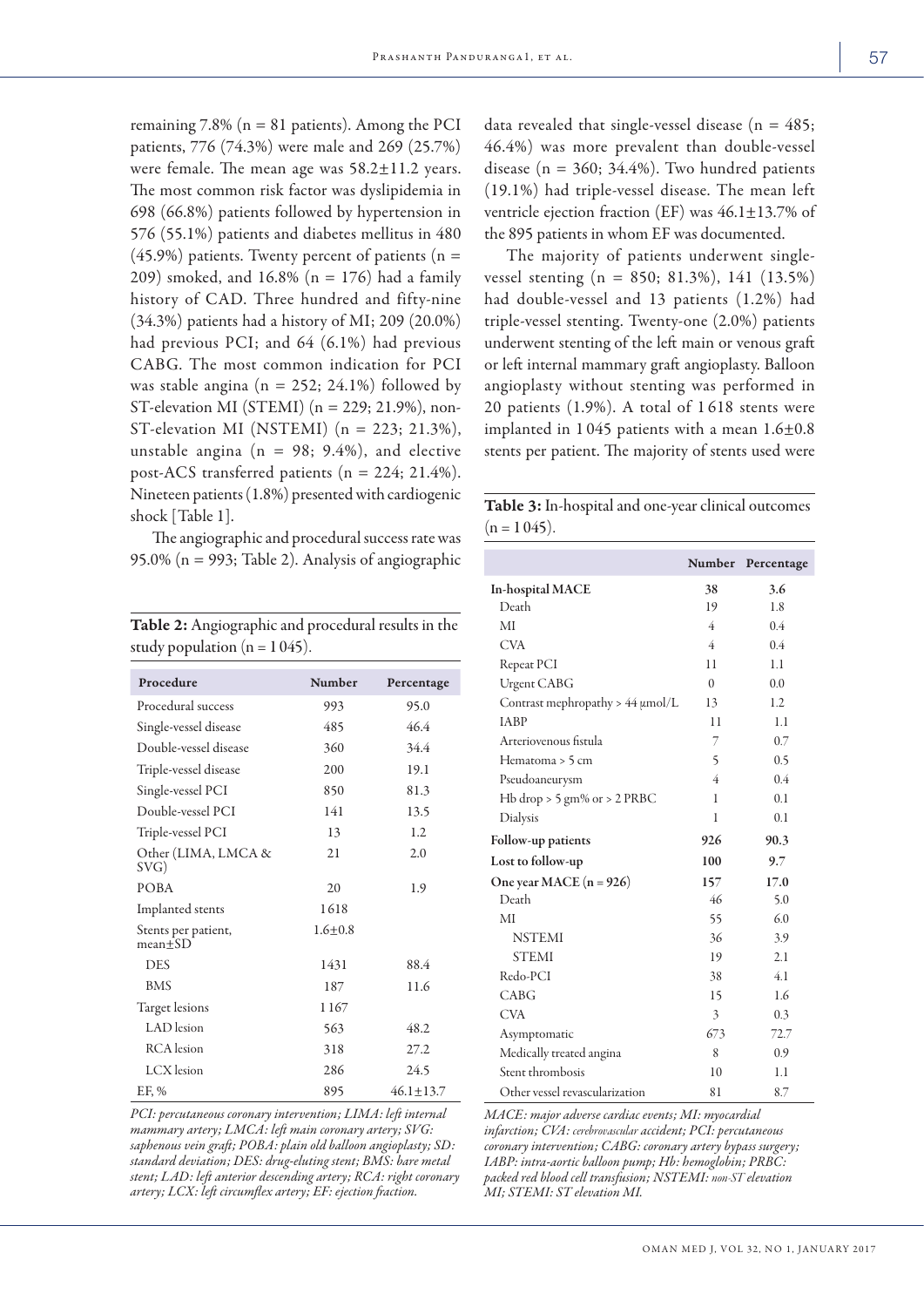remaining 7.8% (n = 81 patients). Among the PCI patients, 776 (74.3%) were male and 269 (25.7%) were female. The mean age was 58.2±11.2 years. The most common risk factor was dyslipidemia in 698 (66.8%) patients followed by hypertension in 576 (55.1%) patients and diabetes mellitus in 480 (45.9%) patients. Twenty percent of patients (n = 209) smoked, and 16.8% (n = 176) had a family history of CAD. Three hundred and fifty-nine (34.3%) patients had a history of MI; 209 (20.0%) had previous PCI; and 64 (6.1%) had previous CABG. The most common indication for PCI was stable angina (n = 252; 24.1%) followed by ST-elevation MI (STEMI) (n = 229; 21.9%), non-ST-elevation MI (NSTEMI) (n = 223; 21.3%), unstable angina (n = 98; 9.4%), and elective post-ACS transferred patients (n = 224; 21.4%). Nineteen patients (1.8%) presented with cardiogenic shock [Table 1].

The angiographic and procedural success rate was 95.0% (n = 993; Table 2). Analysis of angiographic data revealed that single-vessel disease (n = 485; 46.4%) was more prevalent than double-vessel disease (n = 360; 34.4%). Two hundred patients (19.1%) had triple-vessel disease. The mean left ventricle ejection fraction (EF) was 46.1±13.7% of the 895 patients in whom EF was documented.

The majority of patients underwent single-vessel stenting (n = 850; 81.3%), 141 (13.5%) had double-vessel and 13 patients (1.2%) had triple-vessel stenting. Twenty-one (2.0%) patients underwent stenting of the left main or venous graft or left internal mammary graft angioplasty. Balloon angioplasty without stenting was performed in 20 patients (1.9%). A total of 1 618 stents were implanted in 1 045 patients with a mean 1.6±0.8 stents per patient. The majority of stents used were

**Table 2:** Angiographic and procedural results in the study population (n = 1 045).

| Procedure | Number | Percentage |
|---|---|---|
| Procedural success | 993 | 95.0 |
| Single-vessel disease | 485 | 46.4 |
| Double-vessel disease | 360 | 34.4 |
| Triple-vessel disease | 200 | 19.1 |
| Single-vessel PCI | 850 | 81.3 |
| Double-vessel PCI | 141 | 13.5 |
| Triple-vessel PCI | 13 | 1.2 |
| Other (LIMA, LMCA & SVG) | 21 | 2.0 |
| POBA | 20 | 1.9 |
| Implanted stents | 1618 | |
| Stents per patient, mean±SD | 1.6±0.8 | |
| DES | 1431 | 88.4 |
| BMS | 187 | 11.6 |
| Target lesions | 1 167 | |
| LAD lesion | 563 | 48.2 |
| RCA lesion | 318 | 27.2 |
| LCX lesion | 286 | 24.5 |
| EF, % | 895 | 46.1±13.7 |

*PCI: percutaneous coronary intervention; LIMA: left internal mammary artery; LMCA: left main coronary artery; SVG: saphenous vein graft; POBA: plain old balloon angioplasty; SD: standard deviation; DES: drug-eluting stent; BMS: bare metal stent; LAD: left anterior descending artery; RCA: right coronary artery; LCX: left circumflex artery; EF: ejection fraction.*

**Table 3:** In-hospital and one-year clinical outcomes (n = 1 045).

| | Number | Percentage |
|---|---|---|
| **In-hospital MACE** | 38 | 3.6 |
| Death | 19 | 1.8 |
| MI | 4 | 0.4 |
| CVA | 4 | 0.4 |
| Repeat PCI | 11 | 1.1 |
| Urgent CABG | 0 | 0.0 |
| Contrast nephropathy > 44 μmol/L | 13 | 1.2 |
| IABP | 11 | 1.1 |
| Arteriovenous fistula | 7 | 0.7 |
| Hematoma > 5 cm | 5 | 0.5 |
| Pseudoaneurysm | 4 | 0.4 |
| Hb drop > 5 gm% or > 2 PRBC | 1 | 0.1 |
| Dialysis | 1 | 0.1 |
| **Follow-up patients** | 926 | 90.3 |
| **Lost to follow-up** | 100 | 9.7 |
| **One year MACE (n = 926)** | 157 | 17.0 |
| Death | 46 | 5.0 |
| MI | 55 | 6.0 |
| NSTEMI | 36 | 3.9 |
| STEMI | 19 | 2.1 |
| Redo-PCI | 38 | 4.1 |
| CABG | 15 | 1.6 |
| CVA | 3 | 0.3 |
| Asymptomatic | 673 | 72.7 |
| Medically treated angina | 8 | 0.9 |
| Stent thrombosis | 10 | 1.1 |
| Other vessel revascularization | 81 | 8.7 |

*MACE: major adverse cardiac events; MI: myocardial infarction; CVA: cerebrovascular accident; PCI: percutaneous coronary intervention; CABG: coronary artery bypass surgery; IABP: intra-aortic balloon pump; Hb: hemoglobin; PRBC: packed red blood cell transfusion; NSTEMI: non-ST elevation MI; STEMI: ST elevation MI.*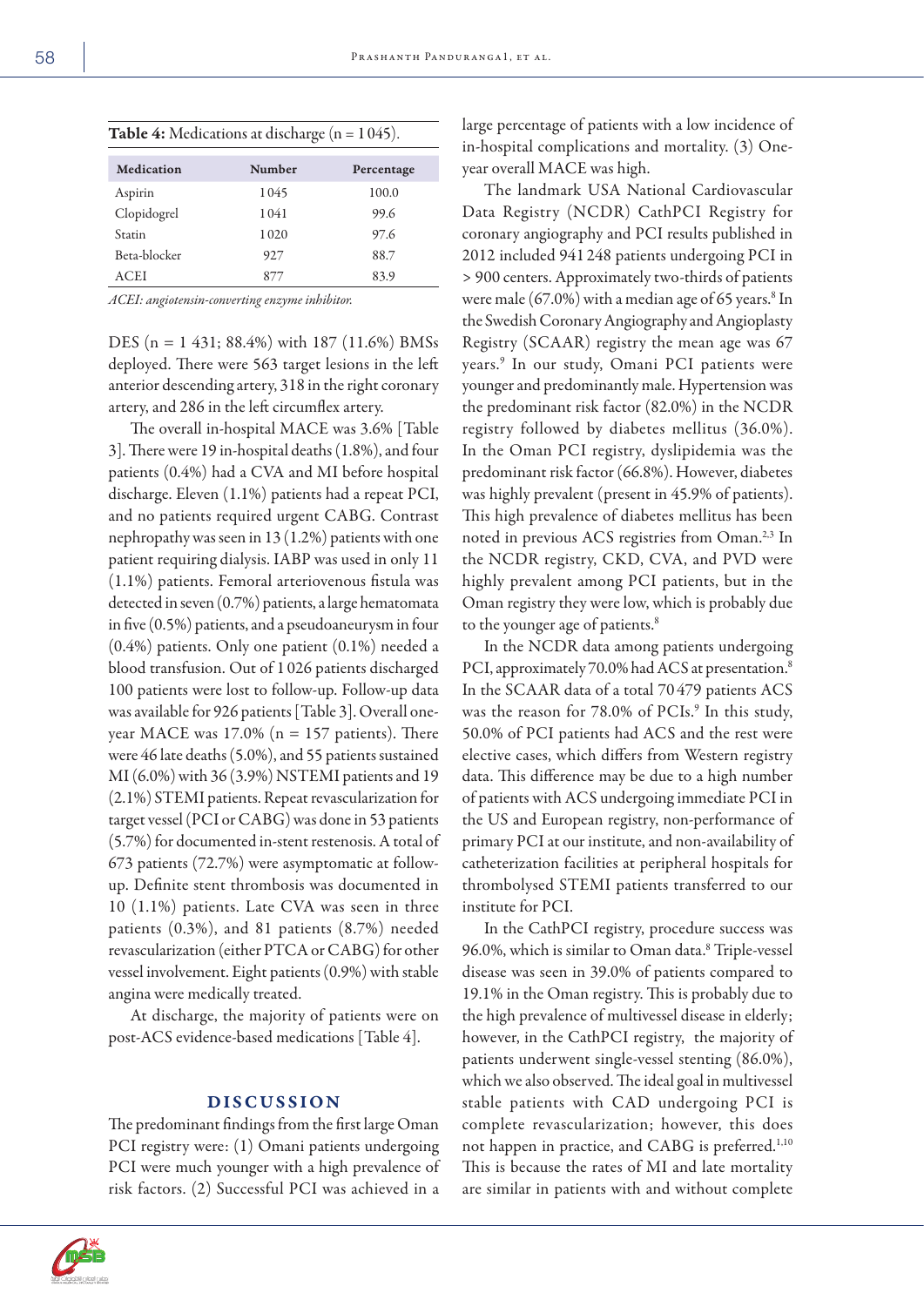**Table 4:** Medications at discharge (n = 1 045).

| Medication | Number | Percentage |
|---|---|---|
| Aspirin | 1 045 | 100.0 |
| Clopidogrel | 1 041 | 99.6 |
| Statin | 1 020 | 97.6 |
| Beta-blocker | 927 | 88.7 |
| ACEI | 877 | 83.9 |

*ACEI: angiotensin-converting enzyme inhibitor.*

DES (n = 1 431; 88.4%) with 187 (11.6%) BMSs deployed. There were 563 target lesions in the left anterior descending artery, 318 in the right coronary artery, and 286 in the left circumflex artery.

The overall in-hospital MACE was 3.6% [Table 3]. There were 19 in-hospital deaths (1.8%), and four patients (0.4%) had a CVA and MI before hospital discharge. Eleven (1.1%) patients had a repeat PCI, and no patients required urgent CABG. Contrast nephropathy was seen in 13 (1.2%) patients with one patient requiring dialysis. IABP was used in only 11 (1.1%) patients. Femoral arteriovenous fistula was detected in seven (0.7%) patients, a large hematomata in five (0.5%) patients, and a pseudoaneurysm in four (0.4%) patients. Only one patient (0.1%) needed a blood transfusion. Out of 1 026 patients discharged 100 patients were lost to follow-up. Follow-up data was available for 926 patients [Table 3]. Overall one-year MACE was 17.0% (n = 157 patients). There were 46 late deaths (5.0%), and 55 patients sustained MI (6.0%) with 36 (3.9%) NSTEMI patients and 19 (2.1%) STEMI patients. Repeat revascularization for target vessel (PCI or CABG) was done in 53 patients (5.7%) for documented in-stent restenosis. A total of 673 patients (72.7%) were asymptomatic at follow-up. Definite stent thrombosis was documented in 10 (1.1%) patients. Late CVA was seen in three patients (0.3%), and 81 patients (8.7%) needed revascularization (either PTCA or CABG) for other vessel involvement. Eight patients (0.9%) with stable angina were medically treated.

At discharge, the majority of patients were on post-ACS evidence-based medications [Table 4].

## DISCUSSION

The predominant findings from the first large Oman PCI registry were: (1) Omani patients undergoing PCI were much younger with a high prevalence of risk factors. (2) Successful PCI was achieved in a large percentage of patients with a low incidence of in-hospital complications and mortality. (3) One-year overall MACE was high.

The landmark USA National Cardiovascular Data Registry (NCDR) CathPCI Registry for coronary angiography and PCI results published in 2012 included 941 248 patients undergoing PCI in > 900 centers. Approximately two-thirds of patients were male (67.0%) with a median age of 65 years.[8] In the Swedish Coronary Angiography and Angioplasty Registry (SCAAR) registry the mean age was 67 years.[9] In our study, Omani PCI patients were younger and predominantly male. Hypertension was the predominant risk factor (82.0%) in the NCDR registry followed by diabetes mellitus (36.0%). In the Oman PCI registry, dyslipidemia was the predominant risk factor (66.8%). However, diabetes was highly prevalent (present in 45.9% of patients). This high prevalence of diabetes mellitus has been noted in previous ACS registries from Oman.[2,3] In the NCDR registry, CKD, CVA, and PVD were highly prevalent among PCI patients, but in the Oman registry they were low, which is probably due to the younger age of patients.[8]

In the NCDR data among patients undergoing PCI, approximately 70.0% had ACS at presentation.[8] In the SCAAR data of a total 70 479 patients ACS was the reason for 78.0% of PCIs.[9] In this study, 50.0% of PCI patients had ACS and the rest were elective cases, which differs from Western registry data. This difference may be due to a high number of patients with ACS undergoing immediate PCI in the US and European registry, non-performance of primary PCI at our institute, and non-availability of catheterization facilities at peripheral hospitals for thrombolysed STEMI patients transferred to our institute for PCI.

In the CathPCI registry, procedure success was 96.0%, which is similar to Oman data.[8] Triple-vessel disease was seen in 39.0% of patients compared to 19.1% in the Oman registry. This is probably due to the high prevalence of multivessel disease in elderly; however, in the CathPCI registry, the majority of patients underwent single-vessel stenting (86.0%), which we also observed. The ideal goal in multivessel stable patients with CAD undergoing PCI is complete revascularization; however, this does not happen in practice, and CABG is preferred.[1,10] This is because the rates of MI and late mortality are similar in patients with and without complete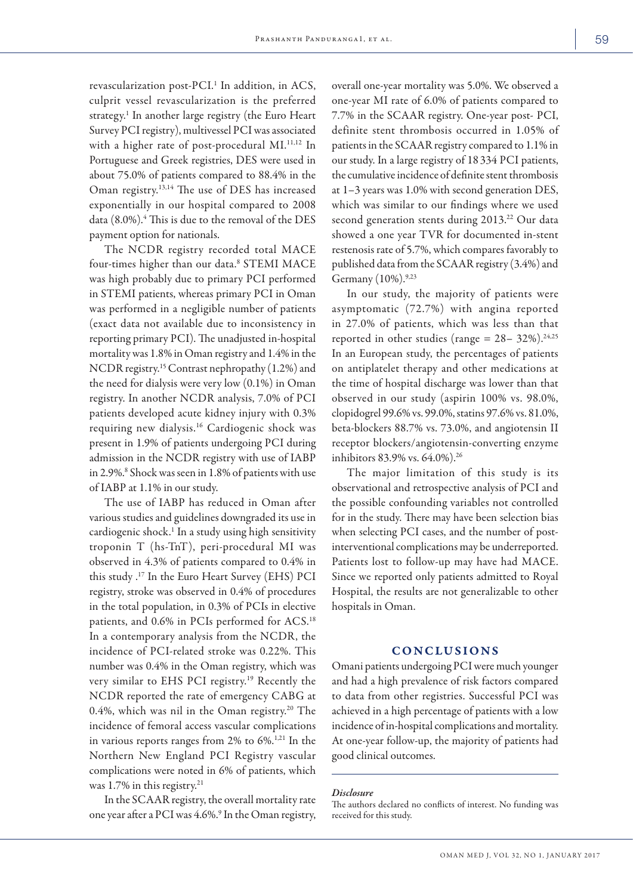revascularization post-PCI.[1] In addition, in ACS, culprit vessel revascularization is the preferred strategy.[1] In another large registry (the Euro Heart Survey PCI registry), multivessel PCI was associated with a higher rate of post-procedural MI.[11,12] In Portuguese and Greek registries, DES were used in about 75.0% of patients compared to 88.4% in the Oman registry.[13,14] The use of DES has increased exponentially in our hospital compared to 2008 data (8.0%).[4] This is due to the removal of the DES payment option for nationals.

The NCDR registry recorded total MACE four-times higher than our data.[8] STEMI MACE was high probably due to primary PCI performed in STEMI patients, whereas primary PCI in Oman was performed in a negligible number of patients (exact data not available due to inconsistency in reporting primary PCI). The unadjusted in-hospital mortality was 1.8% in Oman registry and 1.4% in the NCDR registry.[15] Contrast nephropathy (1.2%) and the need for dialysis were very low (0.1%) in Oman registry. In another NCDR analysis, 7.0% of PCI patients developed acute kidney injury with 0.3% requiring new dialysis.[16] Cardiogenic shock was present in 1.9% of patients undergoing PCI during admission in the NCDR registry with use of IABP in 2.9%.[8] Shock was seen in 1.8% of patients with use of IABP at 1.1% in our study.

The use of IABP has reduced in Oman after various studies and guidelines downgraded its use in cardiogenic shock.[1] In a study using high sensitivity troponin T (hs-TnT), peri-procedural MI was observed in 4.3% of patients compared to 0.4% in this study .[17] In the Euro Heart Survey (EHS) PCI registry, stroke was observed in 0.4% of procedures in the total population, in 0.3% of PCIs in elective patients, and 0.6% in PCIs performed for ACS.[18] In a contemporary analysis from the NCDR, the incidence of PCI-related stroke was 0.22%. This number was 0.4% in the Oman registry, which was very similar to EHS PCI registry.[19] Recently the NCDR reported the rate of emergency CABG at 0.4%, which was nil in the Oman registry.[20] The incidence of femoral access vascular complications in various reports ranges from 2% to 6%.[1,21] In the Northern New England PCI Registry vascular complications were noted in 6% of patients, which was 1.7% in this registry.[21]

In the SCAAR registry, the overall mortality rate one year after a PCI was 4.6%.[9] In the Oman registry, overall one-year mortality was 5.0%. We observed a one-year MI rate of 6.0% of patients compared to 7.7% in the SCAAR registry. One-year post- PCI, definite stent thrombosis occurred in 1.05% of patients in the SCAAR registry compared to 1.1% in our study. In a large registry of 18 334 PCI patients, the cumulative incidence of definite stent thrombosis at 1–3 years was 1.0% with second generation DES, which was similar to our findings where we used second generation stents during 2013.[22] Our data showed a one year TVR for documented in-stent restenosis rate of 5.7%, which compares favorably to published data from the SCAAR registry (3.4%) and Germany (10%).[9,23]

In our study, the majority of patients were asymptomatic (72.7%) with angina reported in 27.0% of patients, which was less than that reported in other studies (range = 28– 32%).[24,25] In an European study, the percentages of patients on antiplatelet therapy and other medications at the time of hospital discharge was lower than that observed in our study (aspirin 100% vs. 98.0%, clopidogrel 99.6% vs. 99.0%, statins 97.6% vs. 81.0%, beta-blockers 88.7% vs. 73.0%, and angiotensin II receptor blockers/angiotensin-converting enzyme inhibitors 83.9% vs. 64.0%).[26]

The major limitation of this study is its observational and retrospective analysis of PCI and the possible confounding variables not controlled for in the study. There may have been selection bias when selecting PCI cases, and the number of post-interventional complications may be underreported. Patients lost to follow-up may have had MACE. Since we reported only patients admitted to Royal Hospital, the results are not generalizable to other hospitals in Oman.

## CONCLUSIONS

Omani patients undergoing PCI were much younger and had a high prevalence of risk factors compared to data from other registries. Successful PCI was achieved in a high percentage of patients with a low incidence of in-hospital complications and mortality. At one-year follow-up, the majority of patients had good clinical outcomes.

***Disclosure***

The authors declared no conflicts of interest. No funding was received for this study.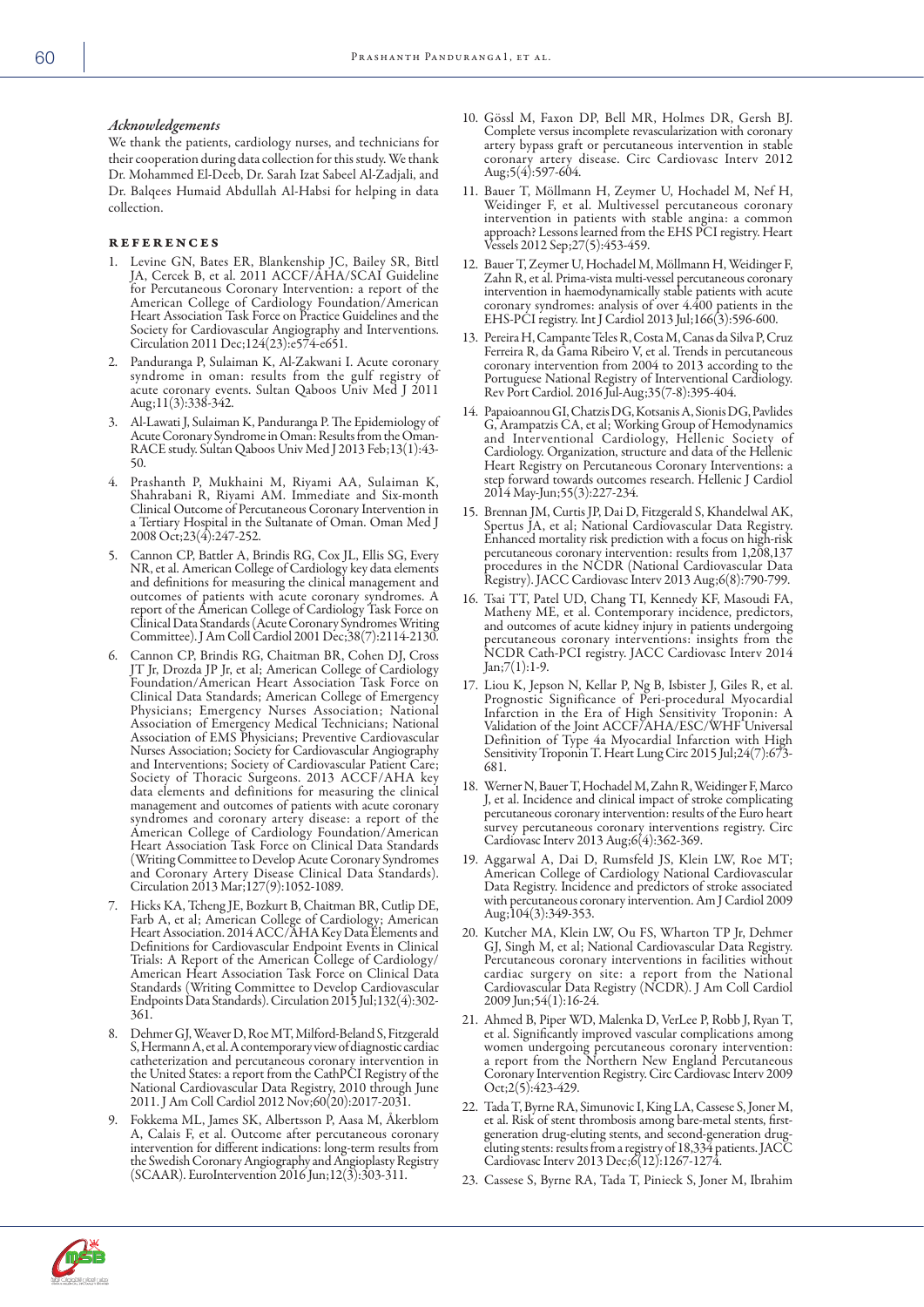### *Acknowledgements*

We thank the patients, cardiology nurses, and technicians for their cooperation during data collection for this study. We thank Dr. Mohammed El-Deeb, Dr. Sarah Izat Sabeel Al-Zadjali, and Dr. Balqees Humaid Abdullah Al-Habsi for helping in data collection.

## References

1. Levine GN, Bates ER, Blankenship JC, Bailey SR, Bittl JA, Cercek B, et al. 2011 ACCF/AHA/SCAI Guideline for Percutaneous Coronary Intervention: a report of the American College of Cardiology Foundation/American Heart Association Task Force on Practice Guidelines and the Society for Cardiovascular Angiography and Interventions. Circulation 2011 Dec;124(23):e574-e651.
2. Panduranga P, Sulaiman K, Al-Zakwani I. Acute coronary syndrome in oman: results from the gulf registry of acute coronary events. Sultan Qaboos Univ Med J 2011 Aug;11(3):338-342.
3. Al-Lawati J, Sulaiman K, Panduranga P. The Epidemiology of Acute Coronary Syndrome in Oman: Results from the Oman-RACE study. Sultan Qaboos Univ Med J 2013 Feb;13(1):43-50.
4. Prashanth P, Mukhaini M, Riyami AA, Sulaiman K, Shahrabani R, Riyami AM. Immediate and Six-month Clinical Outcome of Percutaneous Coronary Intervention in a Tertiary Hospital in the Sultanate of Oman. Oman Med J 2008 Oct;23(4):247-252.
5. Cannon CP, Battler A, Brindis RG, Cox JL, Ellis SG, Every NR, et al. American College of Cardiology key data elements and definitions for measuring the clinical management and outcomes of patients with acute coronary syndromes. A report of the American College of Cardiology Task Force on Clinical Data Standards (Acute Coronary Syndromes Writing Committee). J Am Coll Cardiol 2001 Dec;38(7):2114-2130.
6. Cannon CP, Brindis RG, Chaitman BR, Cohen DJ, Cross JT Jr, Drozda JP Jr, et al; American College of Cardiology Foundation/American Heart Association Task Force on Clinical Data Standards; American College of Emergency Physicians; Emergency Nurses Association; National Association of Emergency Medical Technicians; National Association of EMS Physicians; Preventive Cardiovascular Nurses Association; Society for Cardiovascular Angiography and Interventions; Society of Cardiovascular Patient Care; Society of Thoracic Surgeons. 2013 ACCF/AHA key data elements and definitions for measuring the clinical management and outcomes of patients with acute coronary syndromes and coronary artery disease: a report of the American College of Cardiology Foundation/American Heart Association Task Force on Clinical Data Standards (Writing Committee to Develop Acute Coronary Syndromes and Coronary Artery Disease Clinical Data Standards). Circulation 2013 Mar;127(9):1052-1089.
7. Hicks KA, Tcheng JE, Bozkurt B, Chaitman BR, Cutlip DE, Farb A, et al; American College of Cardiology; American Heart Association. 2014 ACC/AHA Key Data Elements and Definitions for Cardiovascular Endpoint Events in Clinical Trials: A Report of the American College of Cardiology/American Heart Association Task Force on Clinical Data Standards (Writing Committee to Develop Cardiovascular Endpoints Data Standards). Circulation 2015 Jul;132(4):302-361.
8. Dehmer GJ, Weaver D, Roe MT, Milford-Beland S, Fitzgerald S, Hermann A, et al. A contemporary view of diagnostic cardiac catheterization and percutaneous coronary intervention in the United States: a report from the CathPCI Registry of the National Cardiovascular Data Registry, 2010 through June 2011. J Am Coll Cardiol 2012 Nov;60(20):2017-2031.
9. Fokkema ML, James SK, Albertsson P, Aasa M, Åkerblom A, Calais F, et al. Outcome after percutaneous coronary intervention for different indications: long-term results from the Swedish Coronary Angiography and Angioplasty Registry (SCAAR). EuroIntervention 2016 Jun;12(3):303-311.
10. Gössl M, Faxon DP, Bell MR, Holmes DR, Gersh BJ. Complete versus incomplete revascularization with coronary artery bypass graft or percutaneous intervention in stable coronary artery disease. Circ Cardiovasc Interv 2012 Aug;5(4):597-604.
11. Bauer T, Möllmann H, Zeymer U, Hochadel M, Nef H, Weidinger F, et al. Multivessel percutaneous coronary intervention in patients with stable angina: a common approach? Lessons learned from the EHS PCI registry. Heart Vessels 2012 Sep;27(5):453-459.
12. Bauer T, Zeymer U, Hochadel M, Möllmann H, Weidinger F, Zahn R, et al. Prima-vista multi-vessel percutaneous coronary intervention in haemodynamically stable patients with acute coronary syndromes: analysis of over 4.400 patients in the EHS-PCI registry. Int J Cardiol 2013 Jul;166(3):596-600.
13. Pereira H, Campante Teles R, Costa M, Canas da Silva P, Cruz Ferreira R, da Gama Ribeiro V, et al. Trends in percutaneous coronary intervention from 2004 to 2013 according to the Portuguese National Registry of Interventional Cardiology. Rev Port Cardiol. 2016 Jul-Aug;35(7-8):395-404.
14. Papaioannou GI, Chatzis DG, Kotsanis A, Sionis DG, Pavlides G, Arampatzis CA, et al; Working Group of Hemodynamics and Interventional Cardiology, Hellenic Society of Cardiology. Organization, structure and data of the Hellenic Heart Registry on Percutaneous Coronary Interventions: a step forward towards outcomes research. Hellenic J Cardiol 2014 May-Jun;55(3):227-234.
15. Brennan JM, Curtis JP, Dai D, Fitzgerald S, Khandelwal AK, Spertus JA, et al; National Cardiovascular Data Registry. Enhanced mortality risk prediction with a focus on high-risk percutaneous coronary intervention: results from 1,208,137 procedures in the NCDR (National Cardiovascular Data Registry). JACC Cardiovasc Interv 2013 Aug;6(8):790-799.
16. Tsai TT, Patel UD, Chang TI, Kennedy KF, Masoudi FA, Matheny ME, et al. Contemporary incidence, predictors, and outcomes of acute kidney injury in patients undergoing percutaneous coronary interventions: insights from the NCDR Cath-PCI registry. JACC Cardiovasc Interv 2014 Jan;7(1):1-9.
17. Liou K, Jepson N, Kellar P, Ng B, Isbister J, Giles R, et al. Prognostic Significance of Peri-procedural Myocardial Infarction in the Era of High Sensitivity Troponin: A Validation of the Joint ACCF/AHA/ESC/WHF Universal Definition of Type 4a Myocardial Infarction with High Sensitivity Troponin T. Heart Lung Circ 2015 Jul;24(7):673-681.
18. Werner N, Bauer T, Hochadel M, Zahn R, Weidinger F, Marco J, et al. Incidence and clinical impact of stroke complicating percutaneous coronary intervention: results of the Euro heart survey percutaneous coronary interventions registry. Circ Cardiovasc Interv 2013 Aug;6(4):362-369.
19. Aggarwal A, Dai D, Rumsfeld JS, Klein LW, Roe MT; American College of Cardiology National Cardiovascular Data Registry. Incidence and predictors of stroke associated with percutaneous coronary intervention. Am J Cardiol 2009 Aug;104(3):349-353.
20. Kutcher MA, Klein LW, Ou FS, Wharton TP Jr, Dehmer GJ, Singh M, et al; National Cardiovascular Data Registry. Percutaneous coronary interventions in facilities without cardiac surgery on site: a report from the National Cardiovascular Data Registry (NCDR). J Am Coll Cardiol 2009 Jun;54(1):16-24.
21. Ahmed B, Piper WD, Malenka D, VerLee P, Robb J, Ryan T, et al. Significantly improved vascular complications among women undergoing percutaneous coronary intervention: a report from the Northern New England Percutaneous Coronary Intervention Registry. Circ Cardiovasc Interv 2009 Oct;2(5):423-429.
22. Tada T, Byrne RA, Simunovic I, King LA, Cassese S, Joner M, et al. Risk of stent thrombosis among bare-metal stents, first-generation drug-eluting stents, and second-generation drug-eluting stents: results from a registry of 18,334 patients. JACC Cardiovasc Interv 2013 Dec;6(12):1267-1274.
23. Cassese S, Byrne RA, Tada T, Pinieck S, Joner M, Ibrahim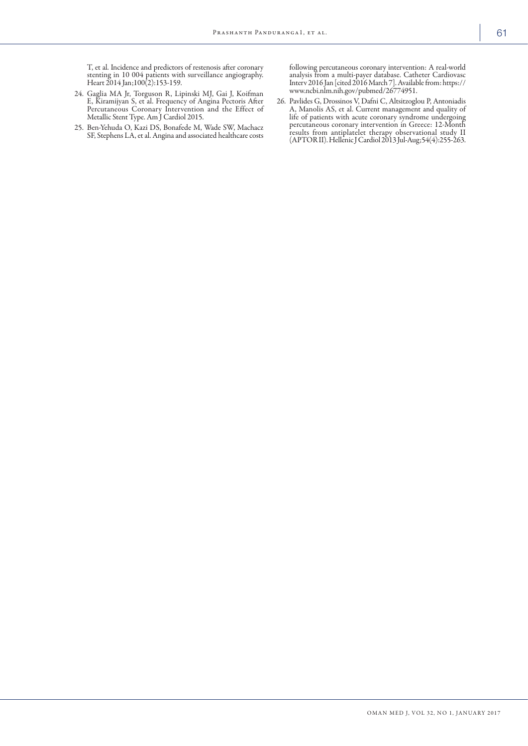T, et al. Incidence and predictors of restenosis after coronary stenting in 10 004 patients with surveillance angiography. Heart 2014 Jan;100(2):153-159.

24. Gaglia MA Jr, Torguson R, Lipinski MJ, Gai J, Koifman E, Kiramijyan S, et al. Frequency of Angina Pectoris After Percutaneous Coronary Intervention and the Effect of Metallic Stent Type. Am J Cardiol 2015.
25. Ben-Yehuda O, Kazi DS, Bonafede M, Wade SW, Machacz SF, Stephens LA, et al. Angina and associated healthcare costs following percutaneous coronary intervention: A real-world analysis from a multi-payer database. Catheter Cardiovasc Interv 2016 Jan [cited 2016 March 7]. Available from: https://www.ncbi.nlm.nih.gov/pubmed/26774951.
26. Pavlides G, Drossinos V, Dafni C, Altsitzoglou P, Antoniadis A, Manolis AS, et al. Current management and quality of life of patients with acute coronary syndrome undergoing percutaneous coronary intervention in Greece: 12-Month results from antiplatelet therapy observational study II (APTOR II). Hellenic J Cardiol 2013 Jul-Aug;54(4):255-263.